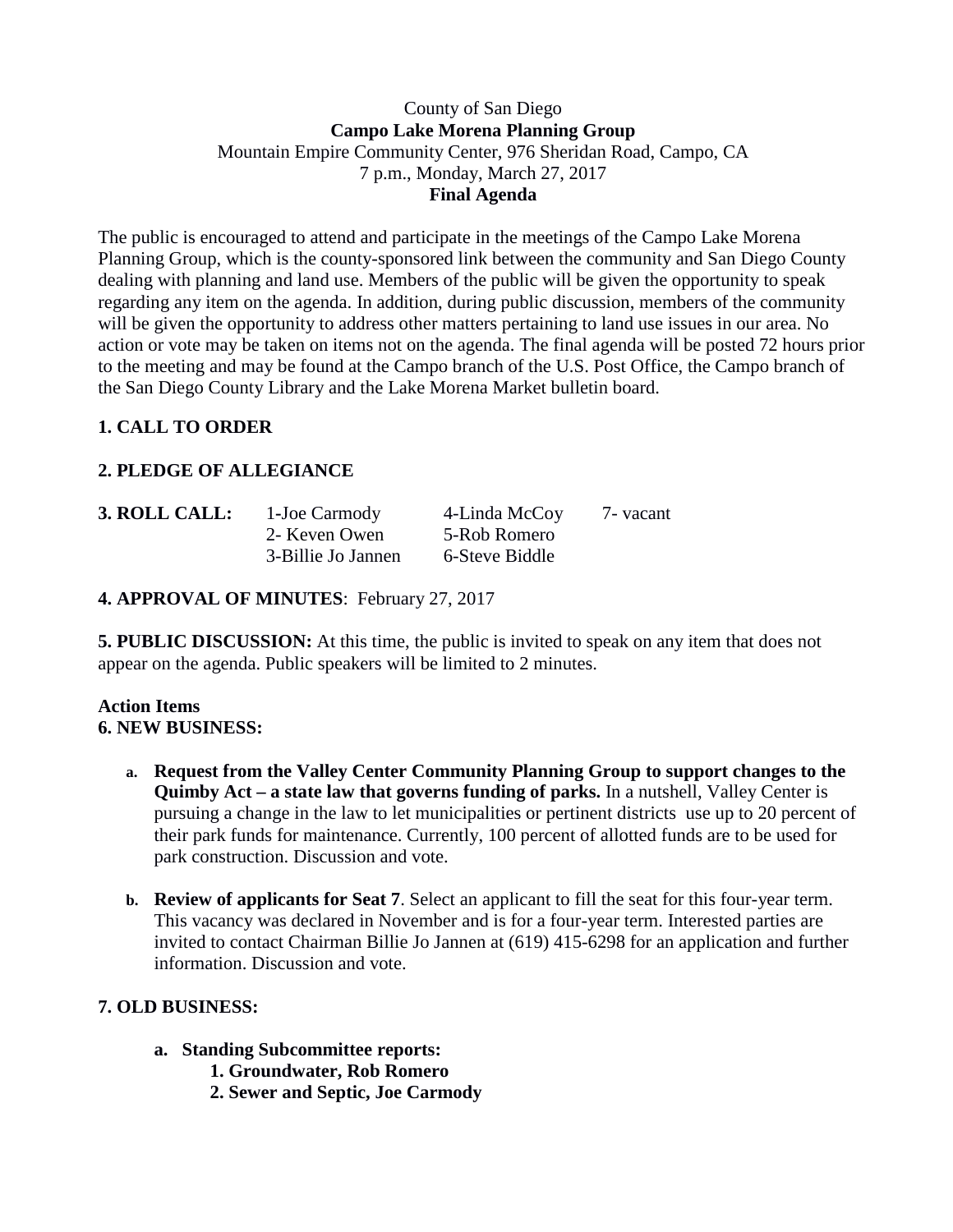County of San Diego

**Campo Lake Morena Planning Group**

Mountain Empire Community Center, 976 Sheridan Road, Campo, CA

7 p.m., Monday, March 27, 2017

**Final Agenda**

The public is encouraged to attend and participate in the meetings of the Campo Lake Morena Planning Group, which is the county-sponsored link between the community and San Diego County dealing with planning and land use. Members of the public will be given the opportunity to speak regarding any item on the agenda. In addition, during public discussion, members of the community will be given the opportunity to address other matters pertaining to land use issues in our area. No action or vote may be taken on items not on the agenda. The final agenda will be posted 72 hours prior to the meeting and may be found at the Campo branch of the U.S. Post Office, the Campo branch of the San Diego County Library and the Lake Morena Market bulletin board.

**1. CALL TO ORDER**

**2. PLEDGE OF ALLEGIANCE**

**3. ROLL CALL:**

| | | |
|---|---|---|
| 1-Joe Carmody | 4-Linda McCoy | 7- vacant |
| 2- Keven Owen | 5-Rob Romero | |
| 3-Billie Jo Jannen | 6-Steve Biddle | |

**4. APPROVAL OF MINUTES**: February 27, 2017

**5. PUBLIC DISCUSSION:** At this time, the public is invited to speak on any item that does not appear on the agenda. Public speakers will be limited to 2 minutes.

**Action Items**

**6. NEW BUSINESS:**

a. **Request from the Valley Center Community Planning Group to support changes to the Quimby Act – a state law that governs funding of parks.** In a nutshell, Valley Center is pursuing a change in the law to let municipalities or pertinent districts use up to 20 percent of their park funds for maintenance. Currently, 100 percent of allotted funds are to be used for park construction. Discussion and vote.

b. **Review of applicants for Seat 7**. Select an applicant to fill the seat for this four-year term. This vacancy was declared in November and is for a four-year term. Interested parties are invited to contact Chairman Billie Jo Jannen at (619) 415-6298 for an application and further information. Discussion and vote.

**7. OLD BUSINESS:**

a. **Standing Subcommittee reports:**
   1. **Groundwater, Rob Romero**
   2. **Sewer and Septic, Joe Carmody**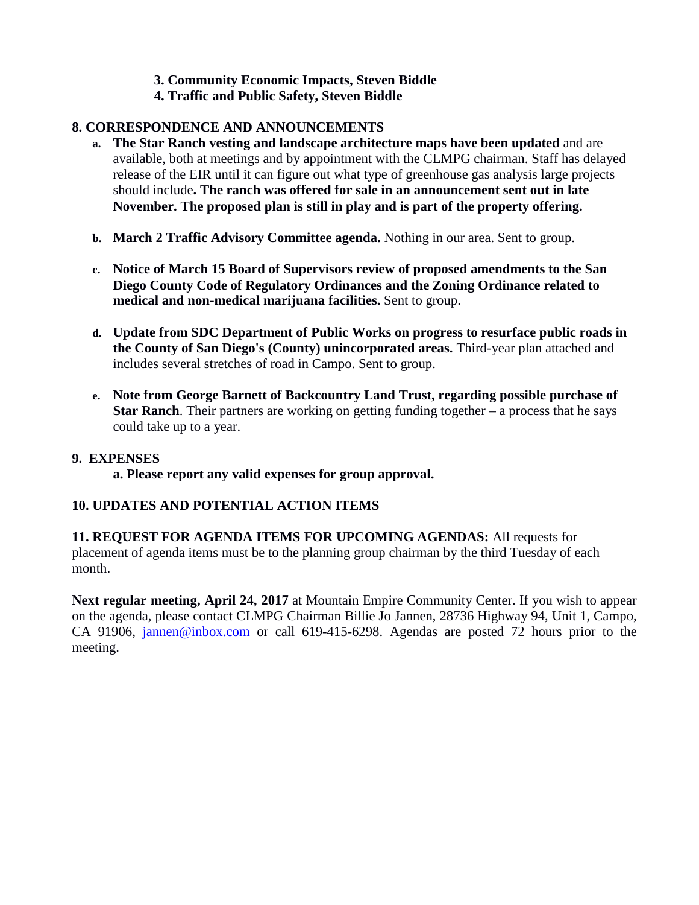**3. Community Economic Impacts, Steven Biddle**

**4. Traffic and Public Safety, Steven Biddle**

## 8. CORRESPONDENCE AND ANNOUNCEMENTS

a. **The Star Ranch vesting and landscape architecture maps have been updated** and are available, both at meetings and by appointment with the CLMPG chairman. Staff has delayed release of the EIR until it can figure out what type of greenhouse gas analysis large projects should include**. The ranch was offered for sale in an announcement sent out in late November. The proposed plan is still in play and is part of the property offering.**

b. **March 2 Traffic Advisory Committee agenda.** Nothing in our area. Sent to group.

c. **Notice of March 15 Board of Supervisors review of proposed amendments to the San Diego County Code of Regulatory Ordinances and the Zoning Ordinance related to medical and non-medical marijuana facilities.** Sent to group.

d. **Update from SDC Department of Public Works on progress to resurface public roads in the County of San Diego's (County) unincorporated areas.** Third-year plan attached and includes several stretches of road in Campo. Sent to group.

e. **Note from George Barnett of Backcountry Land Trust, regarding possible purchase of Star Ranch**. Their partners are working on getting funding together – a process that he says could take up to a year.

## 9. EXPENSES

**a. Please report any valid expenses for group approval.**

## 10. UPDATES AND POTENTIAL ACTION ITEMS

**11. REQUEST FOR AGENDA ITEMS FOR UPCOMING AGENDAS:** All requests for placement of agenda items must be to the planning group chairman by the third Tuesday of each month.

**Next regular meeting, April 24, 2017** at Mountain Empire Community Center. If you wish to appear on the agenda, please contact CLMPG Chairman Billie Jo Jannen, 28736 Highway 94, Unit 1, Campo, CA 91906, jannen@inbox.com or call 619-415-6298. Agendas are posted 72 hours prior to the meeting.